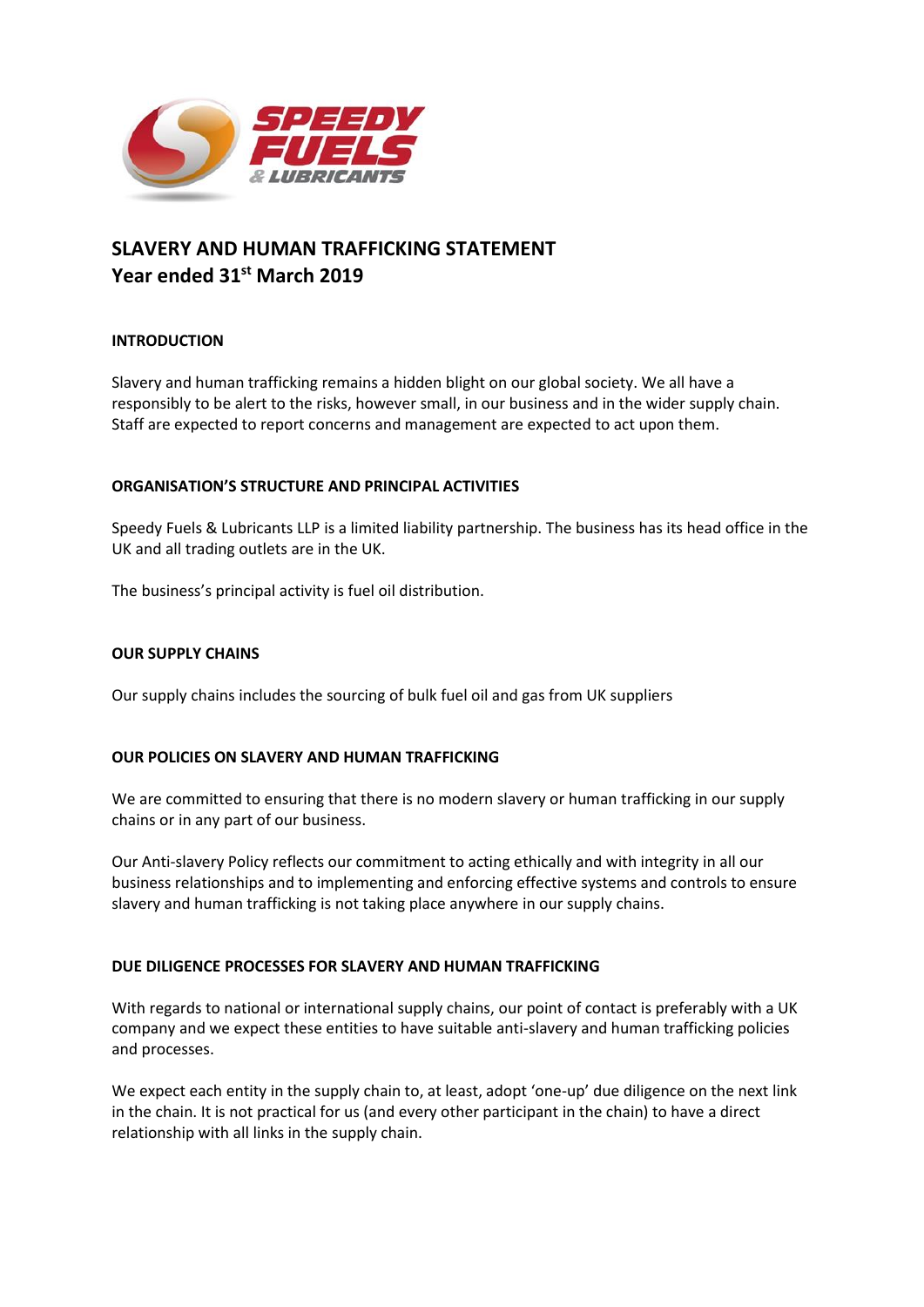# SLAVERY AND HUMAN TRAFFICKING STATEMENT
## Year ended 31st March 2019

### INTRODUCTION

Slavery and human trafficking remains a hidden blight on our global society. We all have a responsibly to be alert to the risks, however small, in our business and in the wider supply chain. Staff are expected to report concerns and management are expected to act upon them.

### ORGANISATION'S STRUCTURE AND PRINCIPAL ACTIVITIES

Speedy Fuels & Lubricants LLP is a limited liability partnership. The business has its head office in the UK and all trading outlets are in the UK.

The business's principal activity is fuel oil distribution.

### OUR SUPPLY CHAINS

Our supply chains includes the sourcing of bulk fuel oil and gas from UK suppliers

### OUR POLICIES ON SLAVERY AND HUMAN TRAFFICKING

We are committed to ensuring that there is no modern slavery or human trafficking in our supply chains or in any part of our business.

Our Anti-slavery Policy reflects our commitment to acting ethically and with integrity in all our business relationships and to implementing and enforcing effective systems and controls to ensure slavery and human trafficking is not taking place anywhere in our supply chains.

### DUE DILIGENCE PROCESSES FOR SLAVERY AND HUMAN TRAFFICKING

With regards to national or international supply chains, our point of contact is preferably with a UK company and we expect these entities to have suitable anti-slavery and human trafficking policies and processes.

We expect each entity in the supply chain to, at least, adopt 'one-up' due diligence on the next link in the chain. It is not practical for us (and every other participant in the chain) to have a direct relationship with all links in the supply chain.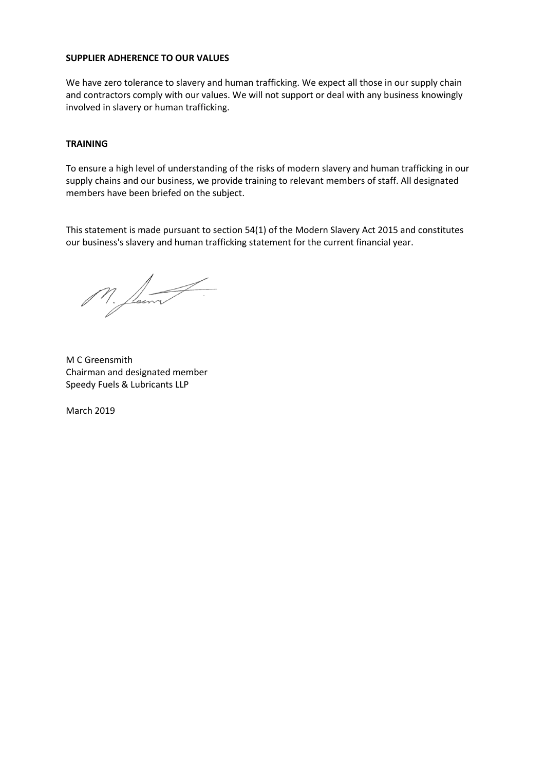**SUPPLIER ADHERENCE TO OUR VALUES**

We have zero tolerance to slavery and human trafficking. We expect all those in our supply chain and contractors comply with our values. We will not support or deal with any business knowingly involved in slavery or human trafficking.

**TRAINING**

To ensure a high level of understanding of the risks of modern slavery and human trafficking in our supply chains and our business, we provide training to relevant members of staff. All designated members have been briefed on the subject.

This statement is made pursuant to section 54(1) of the Modern Slavery Act 2015 and constitutes our business's slavery and human trafficking statement for the current financial year.

M C Greensmith
Chairman and designated member
Speedy Fuels & Lubricants LLP

March 2019